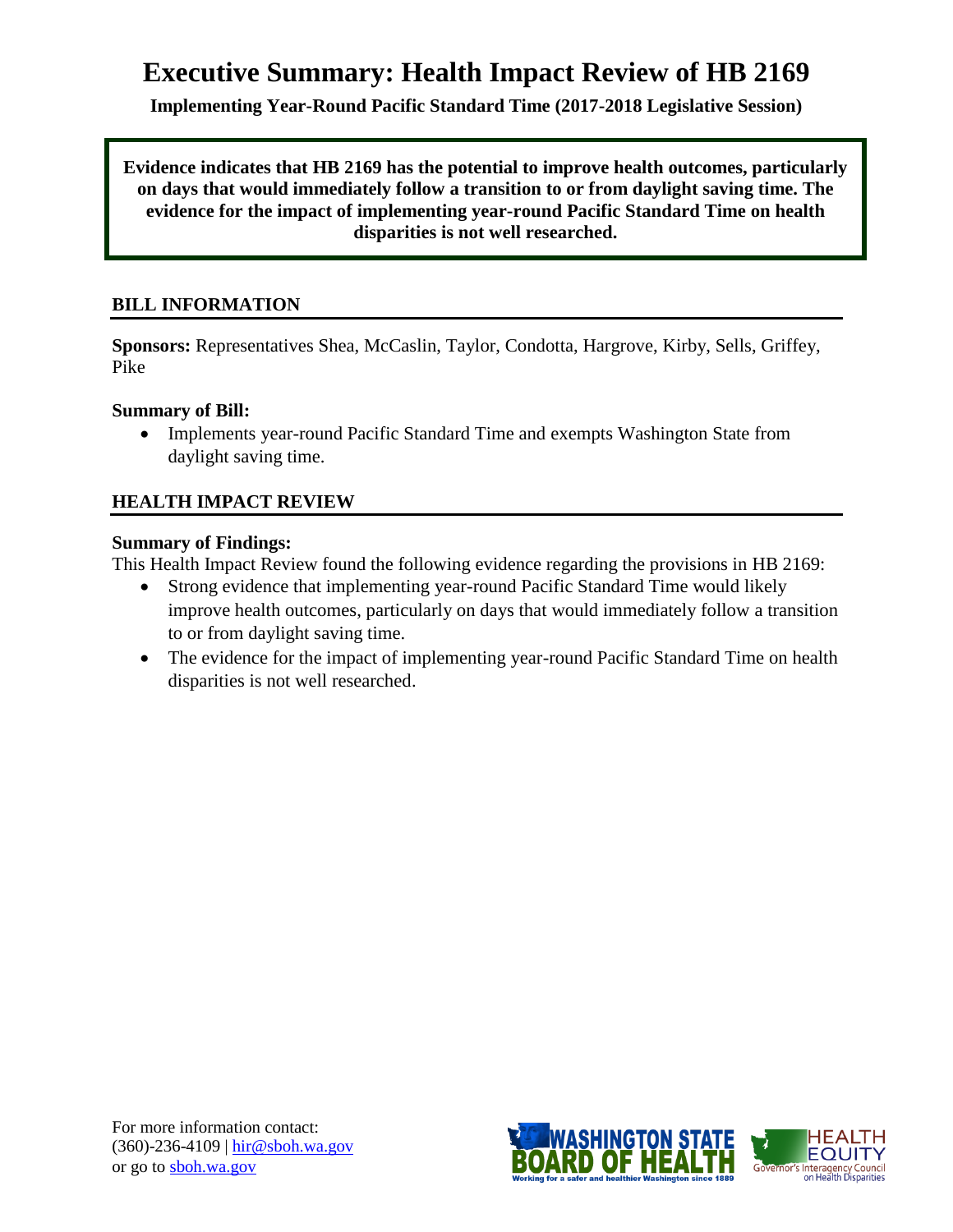# Executive Summary: Health Impact Review of HB 2169

**Implementing Year-Round Pacific Standard Time (2017-2018 Legislative Session)**

**Evidence indicates that HB 2169 has the potential to improve health outcomes, particularly on days that would immediately follow a transition to or from daylight saving time. The evidence for the impact of implementing year-round Pacific Standard Time on health disparities is not well researched.**

## BILL INFORMATION

**Sponsors:** Representatives Shea, McCaslin, Taylor, Condotta, Hargrove, Kirby, Sells, Griffey, Pike

**Summary of Bill:**

- Implements year-round Pacific Standard Time and exempts Washington State from daylight saving time.

## HEALTH IMPACT REVIEW

**Summary of Findings:**

This Health Impact Review found the following evidence regarding the provisions in HB 2169:

- Strong evidence that implementing year-round Pacific Standard Time would likely improve health outcomes, particularly on days that would immediately follow a transition to or from daylight saving time.
- The evidence for the impact of implementing year-round Pacific Standard Time on health disparities is not well researched.

For more information contact:
(360)-236-4109 | hir@sboh.wa.gov
or go to sboh.wa.gov

WASHINGTON STATE BOARD OF HEALTH — Working for a safer and healthier Washington since 1889

HEALTH EQUITY — Governor's Interagency Council on Health Disparities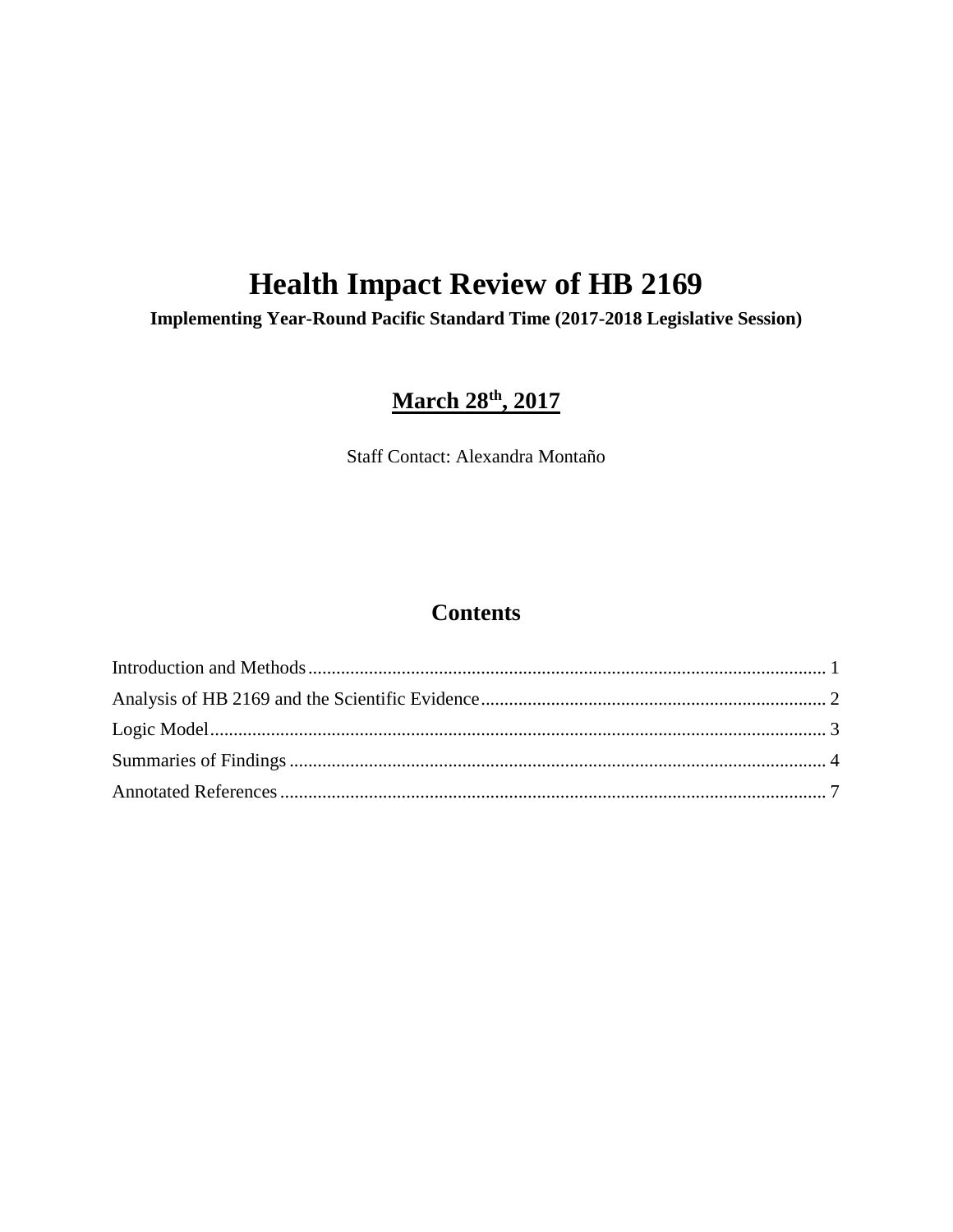# Health Impact Review of HB 2169

**Implementing Year-Round Pacific Standard Time (2017-2018 Legislative Session)**

## March 28th, 2017

Staff Contact: Alexandra Montaño

## Contents

Introduction and Methods ........ 1

Analysis of HB 2169 and the Scientific Evidence ........ 2

Logic Model ........ 3

Summaries of Findings ........ 4

Annotated References ........ 7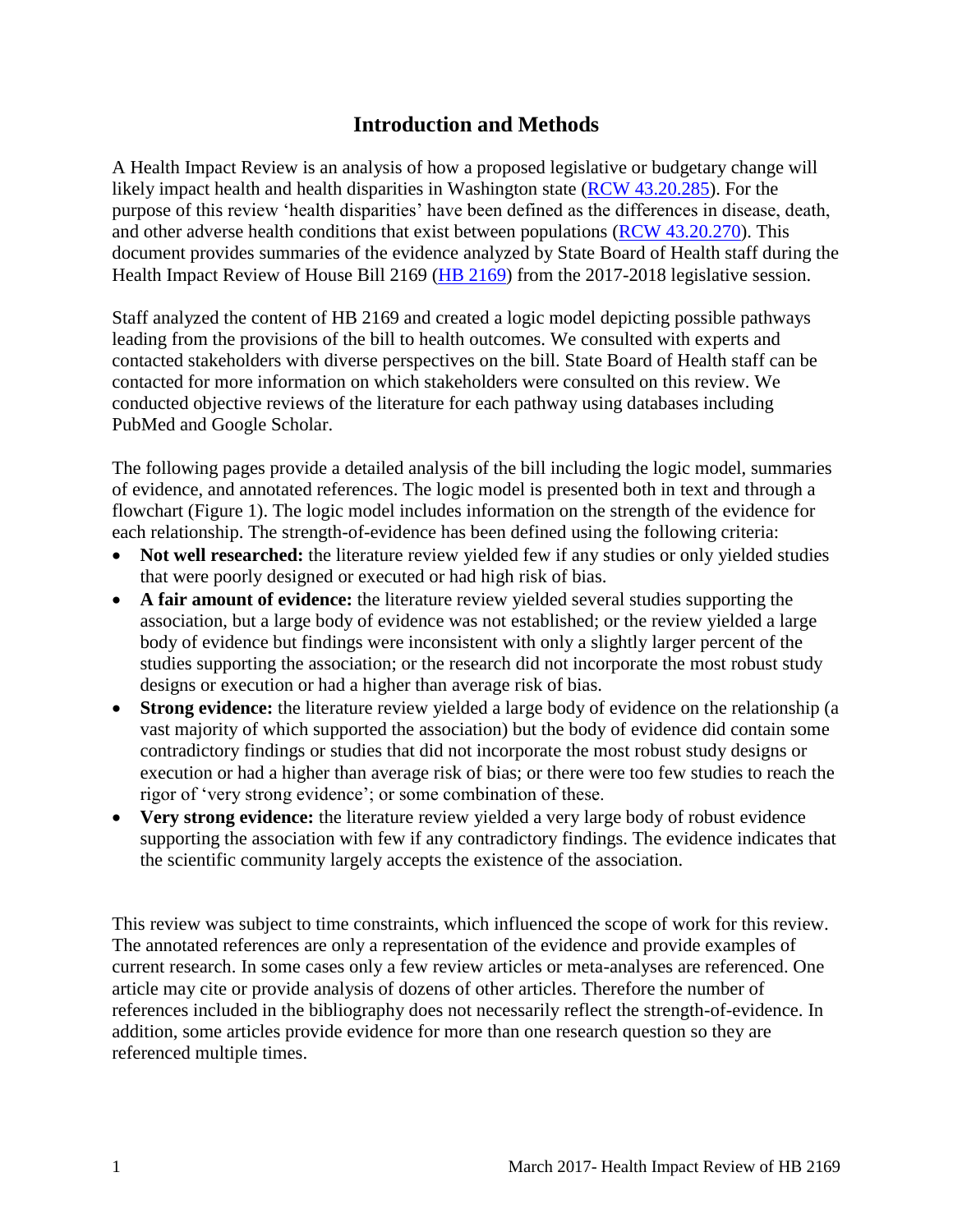## Introduction and Methods

A Health Impact Review is an analysis of how a proposed legislative or budgetary change will likely impact health and health disparities in Washington state (RCW 43.20.285). For the purpose of this review 'health disparities' have been defined as the differences in disease, death, and other adverse health conditions that exist between populations (RCW 43.20.270). This document provides summaries of the evidence analyzed by State Board of Health staff during the Health Impact Review of House Bill 2169 (HB 2169) from the 2017-2018 legislative session.

Staff analyzed the content of HB 2169 and created a logic model depicting possible pathways leading from the provisions of the bill to health outcomes. We consulted with experts and contacted stakeholders with diverse perspectives on the bill. State Board of Health staff can be contacted for more information on which stakeholders were consulted on this review. We conducted objective reviews of the literature for each pathway using databases including PubMed and Google Scholar.

The following pages provide a detailed analysis of the bill including the logic model, summaries of evidence, and annotated references. The logic model is presented both in text and through a flowchart (Figure 1). The logic model includes information on the strength of the evidence for each relationship. The strength-of-evidence has been defined using the following criteria:

- **Not well researched:** the literature review yielded few if any studies or only yielded studies that were poorly designed or executed or had high risk of bias.
- **A fair amount of evidence:** the literature review yielded several studies supporting the association, but a large body of evidence was not established; or the review yielded a large body of evidence but findings were inconsistent with only a slightly larger percent of the studies supporting the association; or the research did not incorporate the most robust study designs or execution or had a higher than average risk of bias.
- **Strong evidence:** the literature review yielded a large body of evidence on the relationship (a vast majority of which supported the association) but the body of evidence did contain some contradictory findings or studies that did not incorporate the most robust study designs or execution or had a higher than average risk of bias; or there were too few studies to reach the rigor of 'very strong evidence'; or some combination of these.
- **Very strong evidence:** the literature review yielded a very large body of robust evidence supporting the association with few if any contradictory findings. The evidence indicates that the scientific community largely accepts the existence of the association.

This review was subject to time constraints, which influenced the scope of work for this review. The annotated references are only a representation of the evidence and provide examples of current research. In some cases only a few review articles or meta-analyses are referenced. One article may cite or provide analysis of dozens of other articles. Therefore the number of references included in the bibliography does not necessarily reflect the strength-of-evidence. In addition, some articles provide evidence for more than one research question so they are referenced multiple times.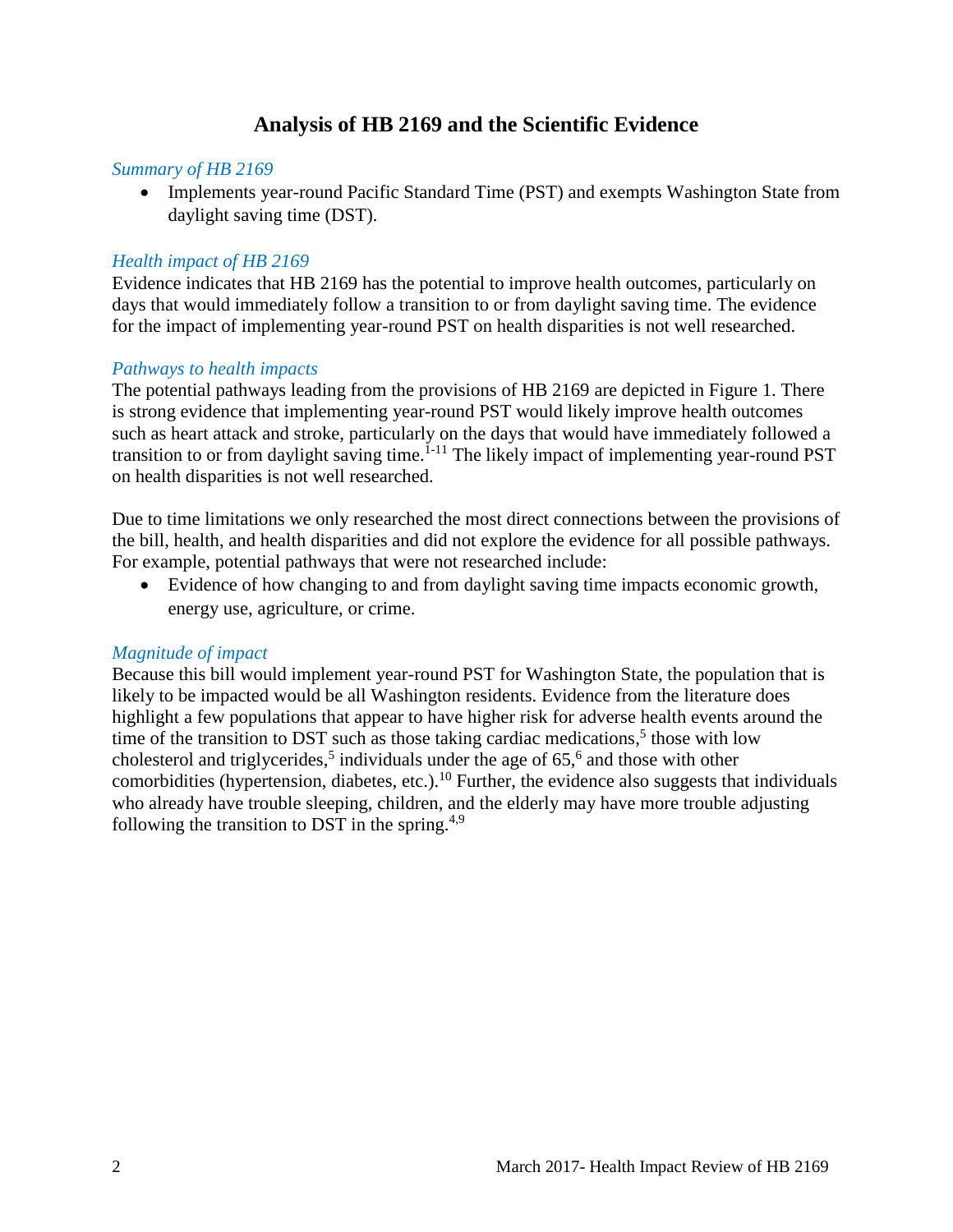## Analysis of HB 2169 and the Scientific Evidence

*Summary of HB 2169*

- Implements year-round Pacific Standard Time (PST) and exempts Washington State from daylight saving time (DST).

*Health impact of HB 2169*

Evidence indicates that HB 2169 has the potential to improve health outcomes, particularly on days that would immediately follow a transition to or from daylight saving time. The evidence for the impact of implementing year-round PST on health disparities is not well researched.

*Pathways to health impacts*

The potential pathways leading from the provisions of HB 2169 are depicted in Figure 1. There is strong evidence that implementing year-round PST would likely improve health outcomes such as heart attack and stroke, particularly on the days that would have immediately followed a transition to or from daylight saving time.[1-11] The likely impact of implementing year-round PST on health disparities is not well researched.

Due to time limitations we only researched the most direct connections between the provisions of the bill, health, and health disparities and did not explore the evidence for all possible pathways. For example, potential pathways that were not researched include:

- Evidence of how changing to and from daylight saving time impacts economic growth, energy use, agriculture, or crime.

*Magnitude of impact*

Because this bill would implement year-round PST for Washington State, the population that is likely to be impacted would be all Washington residents. Evidence from the literature does highlight a few populations that appear to have higher risk for adverse health events around the time of the transition to DST such as those taking cardiac medications,[5] those with low cholesterol and triglycerides,[5] individuals under the age of 65,[6] and those with other comorbidities (hypertension, diabetes, etc.).[10] Further, the evidence also suggests that individuals who already have trouble sleeping, children, and the elderly may have more trouble adjusting following the transition to DST in the spring.[4,9]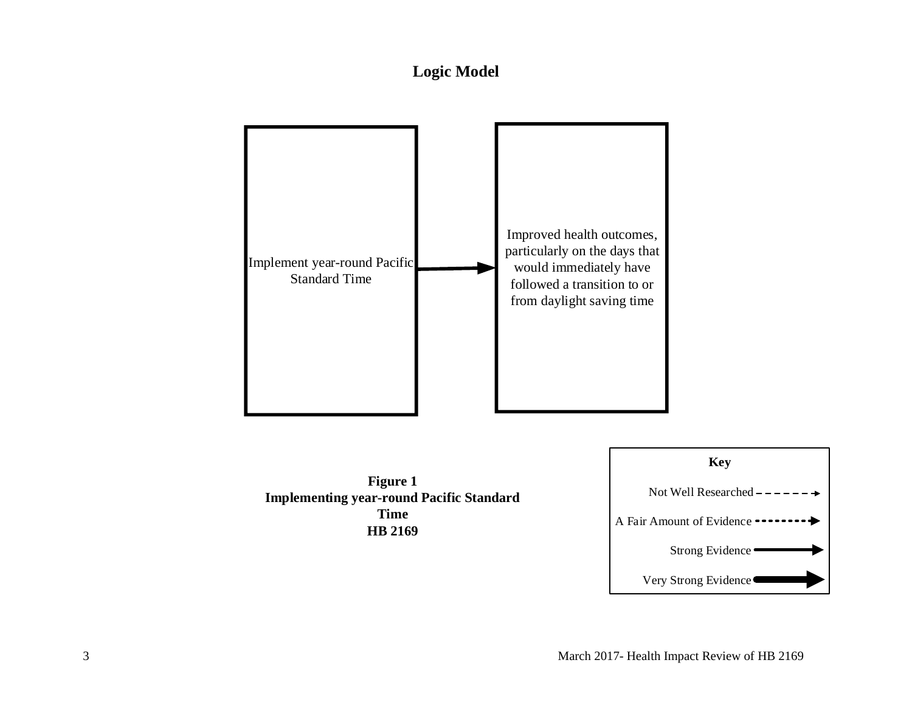## Logic Model

Implement year-round Pacific Standard Time

Improved health outcomes, particularly on the days that would immediately have followed a transition to or from daylight saving time

**Figure 1**
**Implementing year-round Pacific Standard Time**
**HB 2169**

**Key**

Not Well Researched

A Fair Amount of Evidence

Strong Evidence

Very Strong Evidence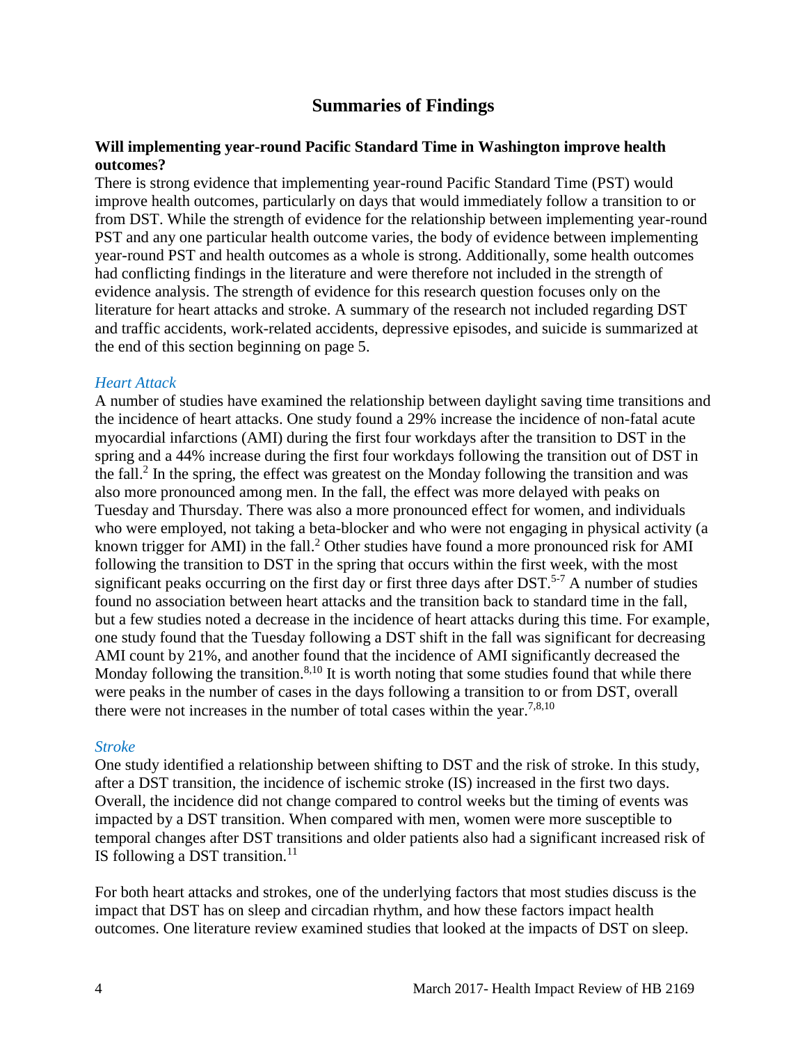## Summaries of Findings

**Will implementing year-round Pacific Standard Time in Washington improve health outcomes?**

There is strong evidence that implementing year-round Pacific Standard Time (PST) would improve health outcomes, particularly on days that would immediately follow a transition to or from DST. While the strength of evidence for the relationship between implementing year-round PST and any one particular health outcome varies, the body of evidence between implementing year-round PST and health outcomes as a whole is strong. Additionally, some health outcomes had conflicting findings in the literature and were therefore not included in the strength of evidence analysis. The strength of evidence for this research question focuses only on the literature for heart attacks and stroke. A summary of the research not included regarding DST and traffic accidents, work-related accidents, depressive episodes, and suicide is summarized at the end of this section beginning on page 5.

### *Heart Attack*

A number of studies have examined the relationship between daylight saving time transitions and the incidence of heart attacks. One study found a 29% increase the incidence of non-fatal acute myocardial infarctions (AMI) during the first four workdays after the transition to DST in the spring and a 44% increase during the first four workdays following the transition out of DST in the fall.[2] In the spring, the effect was greatest on the Monday following the transition and was also more pronounced among men. In the fall, the effect was more delayed with peaks on Tuesday and Thursday. There was also a more pronounced effect for women, and individuals who were employed, not taking a beta-blocker and who were not engaging in physical activity (a known trigger for AMI) in the fall.[2] Other studies have found a more pronounced risk for AMI following the transition to DST in the spring that occurs within the first week, with the most significant peaks occurring on the first day or first three days after DST.[5-7] A number of studies found no association between heart attacks and the transition back to standard time in the fall, but a few studies noted a decrease in the incidence of heart attacks during this time. For example, one study found that the Tuesday following a DST shift in the fall was significant for decreasing AMI count by 21%, and another found that the incidence of AMI significantly decreased the Monday following the transition.[8,10] It is worth noting that some studies found that while there were peaks in the number of cases in the days following a transition to or from DST, overall there were not increases in the number of total cases within the year.[7,8,10]

### *Stroke*

One study identified a relationship between shifting to DST and the risk of stroke. In this study, after a DST transition, the incidence of ischemic stroke (IS) increased in the first two days. Overall, the incidence did not change compared to control weeks but the timing of events was impacted by a DST transition. When compared with men, women were more susceptible to temporal changes after DST transitions and older patients also had a significant increased risk of IS following a DST transition.[11]

For both heart attacks and strokes, one of the underlying factors that most studies discuss is the impact that DST has on sleep and circadian rhythm, and how these factors impact health outcomes. One literature review examined studies that looked at the impacts of DST on sleep.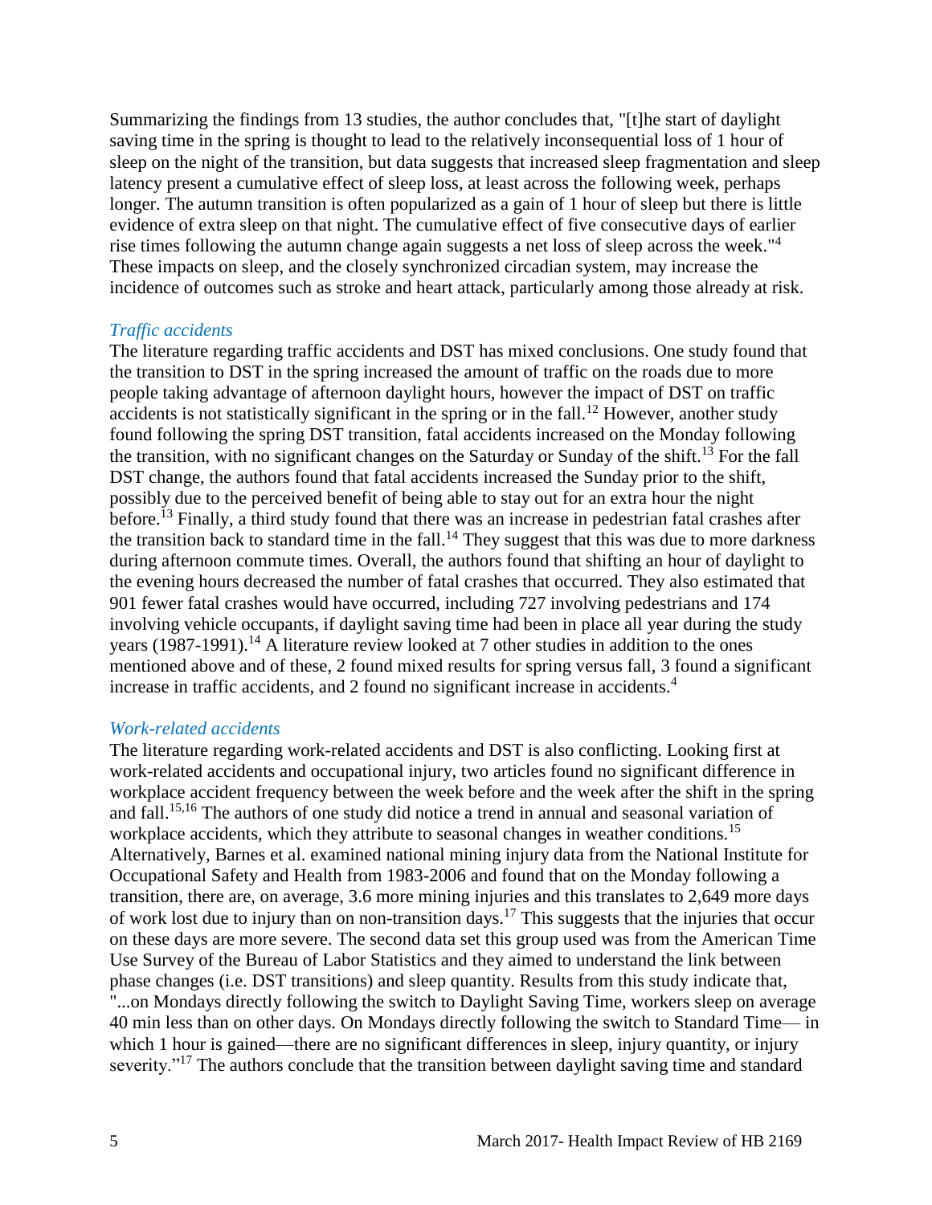Summarizing the findings from 13 studies, the author concludes that, "[t]he start of daylight saving time in the spring is thought to lead to the relatively inconsequential loss of 1 hour of sleep on the night of the transition, but data suggests that increased sleep fragmentation and sleep latency present a cumulative effect of sleep loss, at least across the following week, perhaps longer. The autumn transition is often popularized as a gain of 1 hour of sleep but there is little evidence of extra sleep on that night. The cumulative effect of five consecutive days of earlier rise times following the autumn change again suggests a net loss of sleep across the week."[4] These impacts on sleep, and the closely synchronized circadian system, may increase the incidence of outcomes such as stroke and heart attack, particularly among those already at risk.

### *Traffic accidents*

The literature regarding traffic accidents and DST has mixed conclusions. One study found that the transition to DST in the spring increased the amount of traffic on the roads due to more people taking advantage of afternoon daylight hours, however the impact of DST on traffic accidents is not statistically significant in the spring or in the fall.[12] However, another study found following the spring DST transition, fatal accidents increased on the Monday following the transition, with no significant changes on the Saturday or Sunday of the shift.[13] For the fall DST change, the authors found that fatal accidents increased the Sunday prior to the shift, possibly due to the perceived benefit of being able to stay out for an extra hour the night before.[13] Finally, a third study found that there was an increase in pedestrian fatal crashes after the transition back to standard time in the fall.[14] They suggest that this was due to more darkness during afternoon commute times. Overall, the authors found that shifting an hour of daylight to the evening hours decreased the number of fatal crashes that occurred. They also estimated that 901 fewer fatal crashes would have occurred, including 727 involving pedestrians and 174 involving vehicle occupants, if daylight saving time had been in place all year during the study years (1987-1991).[14] A literature review looked at 7 other studies in addition to the ones mentioned above and of these, 2 found mixed results for spring versus fall, 3 found a significant increase in traffic accidents, and 2 found no significant increase in accidents.[4]

### *Work-related accidents*

The literature regarding work-related accidents and DST is also conflicting. Looking first at work-related accidents and occupational injury, two articles found no significant difference in workplace accident frequency between the week before and the week after the shift in the spring and fall.[15,16] The authors of one study did notice a trend in annual and seasonal variation of workplace accidents, which they attribute to seasonal changes in weather conditions.[15] Alternatively, Barnes et al. examined national mining injury data from the National Institute for Occupational Safety and Health from 1983-2006 and found that on the Monday following a transition, there are, on average, 3.6 more mining injuries and this translates to 2,649 more days of work lost due to injury than on non-transition days.[17] This suggests that the injuries that occur on these days are more severe. The second data set this group used was from the American Time Use Survey of the Bureau of Labor Statistics and they aimed to understand the link between phase changes (i.e. DST transitions) and sleep quantity. Results from this study indicate that, "...on Mondays directly following the switch to Daylight Saving Time, workers sleep on average 40 min less than on other days. On Mondays directly following the switch to Standard Time— in which 1 hour is gained—there are no significant differences in sleep, injury quantity, or injury severity."[17] The authors conclude that the transition between daylight saving time and standard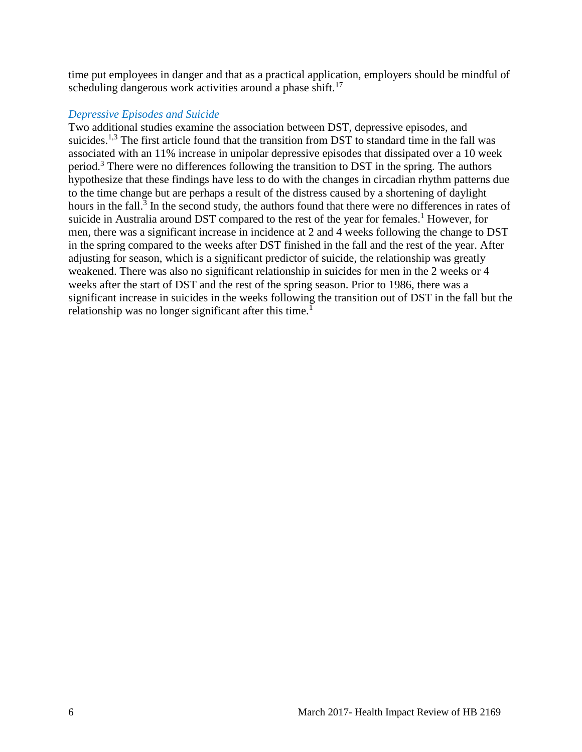time put employees in danger and that as a practical application, employers should be mindful of scheduling dangerous work activities around a phase shift.[17]

### *Depressive Episodes and Suicide*

Two additional studies examine the association between DST, depressive episodes, and suicides.[1,3] The first article found that the transition from DST to standard time in the fall was associated with an 11% increase in unipolar depressive episodes that dissipated over a 10 week period.[3] There were no differences following the transition to DST in the spring. The authors hypothesize that these findings have less to do with the changes in circadian rhythm patterns due to the time change but are perhaps a result of the distress caused by a shortening of daylight hours in the fall.[3] In the second study, the authors found that there were no differences in rates of suicide in Australia around DST compared to the rest of the year for females.[1] However, for men, there was a significant increase in incidence at 2 and 4 weeks following the change to DST in the spring compared to the weeks after DST finished in the fall and the rest of the year. After adjusting for season, which is a significant predictor of suicide, the relationship was greatly weakened. There was also no significant relationship in suicides for men in the 2 weeks or 4 weeks after the start of DST and the rest of the spring season. Prior to 1986, there was a significant increase in suicides in the weeks following the transition out of DST in the fall but the relationship was no longer significant after this time.[1]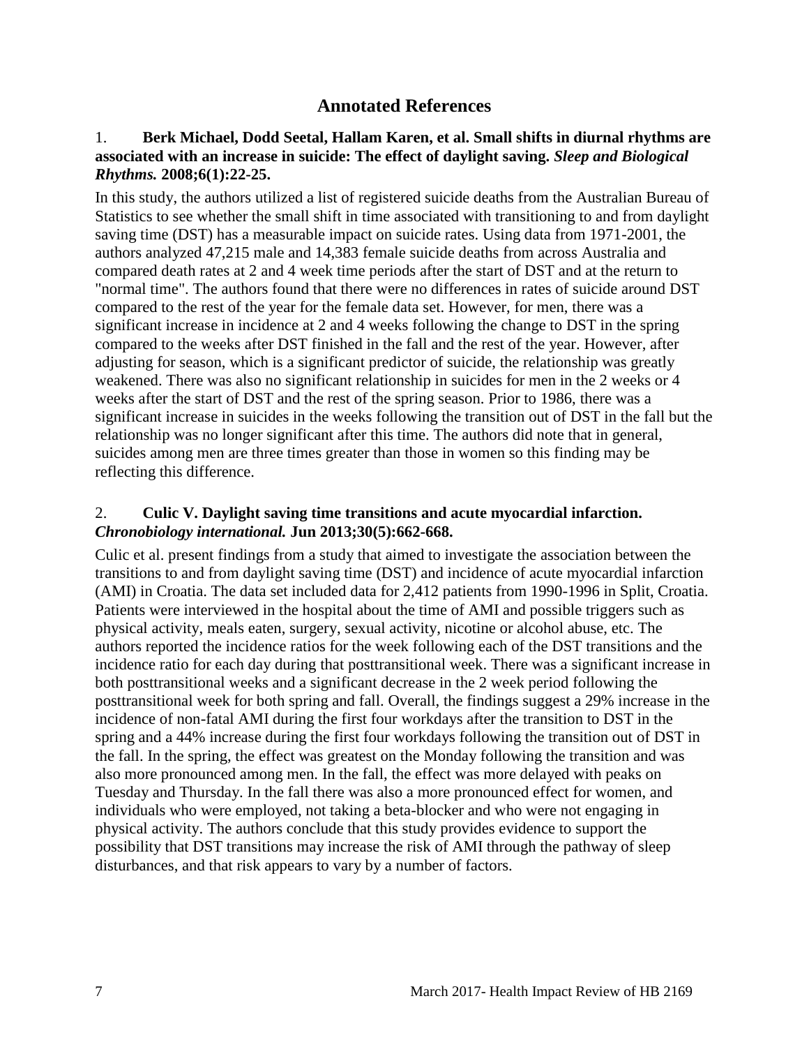## Annotated References

1. **Berk Michael, Dodd Seetal, Hallam Karen, et al. Small shifts in diurnal rhythms are associated with an increase in suicide: The effect of daylight saving. *Sleep and Biological Rhythms.* 2008;6(1):22-25.**

In this study, the authors utilized a list of registered suicide deaths from the Australian Bureau of Statistics to see whether the small shift in time associated with transitioning to and from daylight saving time (DST) has a measurable impact on suicide rates. Using data from 1971-2001, the authors analyzed 47,215 male and 14,383 female suicide deaths from across Australia and compared death rates at 2 and 4 week time periods after the start of DST and at the return to "normal time". The authors found that there were no differences in rates of suicide around DST compared to the rest of the year for the female data set. However, for men, there was a significant increase in incidence at 2 and 4 weeks following the change to DST in the spring compared to the weeks after DST finished in the fall and the rest of the year. However, after adjusting for season, which is a significant predictor of suicide, the relationship was greatly weakened. There was also no significant relationship in suicides for men in the 2 weeks or 4 weeks after the start of DST and the rest of the spring season. Prior to 1986, there was a significant increase in suicides in the weeks following the transition out of DST in the fall but the relationship was no longer significant after this time. The authors did note that in general, suicides among men are three times greater than those in women so this finding may be reflecting this difference.

2. **Culic V. Daylight saving time transitions and acute myocardial infarction. *Chronobiology international.* Jun 2013;30(5):662-668.**

Culic et al. present findings from a study that aimed to investigate the association between the transitions to and from daylight saving time (DST) and incidence of acute myocardial infarction (AMI) in Croatia. The data set included data for 2,412 patients from 1990-1996 in Split, Croatia. Patients were interviewed in the hospital about the time of AMI and possible triggers such as physical activity, meals eaten, surgery, sexual activity, nicotine or alcohol abuse, etc. The authors reported the incidence ratios for the week following each of the DST transitions and the incidence ratio for each day during that posttransitional week. There was a significant increase in both posttransitional weeks and a significant decrease in the 2 week period following the posttransitional week for both spring and fall. Overall, the findings suggest a 29% increase in the incidence of non-fatal AMI during the first four workdays after the transition to DST in the spring and a 44% increase during the first four workdays following the transition out of DST in the fall. In the spring, the effect was greatest on the Monday following the transition and was also more pronounced among men. In the fall, the effect was more delayed with peaks on Tuesday and Thursday. In the fall there was also a more pronounced effect for women, and individuals who were employed, not taking a beta-blocker and who were not engaging in physical activity. The authors conclude that this study provides evidence to support the possibility that DST transitions may increase the risk of AMI through the pathway of sleep disturbances, and that risk appears to vary by a number of factors.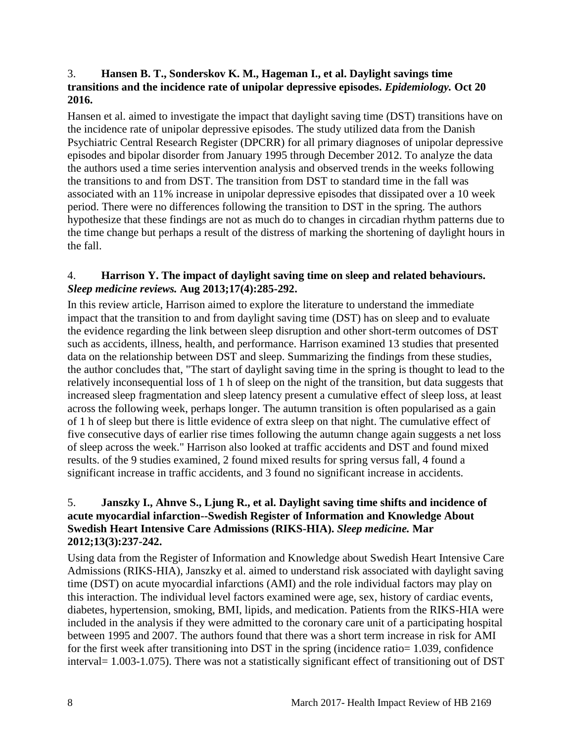3. **Hansen B. T., Sonderskov K. M., Hageman I., et al. Daylight savings time transitions and the incidence rate of unipolar depressive episodes. *Epidemiology.* Oct 20 2016.**

Hansen et al. aimed to investigate the impact that daylight saving time (DST) transitions have on the incidence rate of unipolar depressive episodes. The study utilized data from the Danish Psychiatric Central Research Register (DPCRR) for all primary diagnoses of unipolar depressive episodes and bipolar disorder from January 1995 through December 2012. To analyze the data the authors used a time series intervention analysis and observed trends in the weeks following the transitions to and from DST. The transition from DST to standard time in the fall was associated with an 11% increase in unipolar depressive episodes that dissipated over a 10 week period. There were no differences following the transition to DST in the spring. The authors hypothesize that these findings are not as much do to changes in circadian rhythm patterns due to the time change but perhaps a result of the distress of marking the shortening of daylight hours in the fall.

4. **Harrison Y. The impact of daylight saving time on sleep and related behaviours. *Sleep medicine reviews.* Aug 2013;17(4):285-292.**

In this review article, Harrison aimed to explore the literature to understand the immediate impact that the transition to and from daylight saving time (DST) has on sleep and to evaluate the evidence regarding the link between sleep disruption and other short-term outcomes of DST such as accidents, illness, health, and performance. Harrison examined 13 studies that presented data on the relationship between DST and sleep. Summarizing the findings from these studies, the author concludes that, "The start of daylight saving time in the spring is thought to lead to the relatively inconsequential loss of 1 h of sleep on the night of the transition, but data suggests that increased sleep fragmentation and sleep latency present a cumulative effect of sleep loss, at least across the following week, perhaps longer. The autumn transition is often popularised as a gain of 1 h of sleep but there is little evidence of extra sleep on that night. The cumulative effect of five consecutive days of earlier rise times following the autumn change again suggests a net loss of sleep across the week." Harrison also looked at traffic accidents and DST and found mixed results. of the 9 studies examined, 2 found mixed results for spring versus fall, 4 found a significant increase in traffic accidents, and 3 found no significant increase in accidents.

5. **Janszky I., Ahnve S., Ljung R., et al. Daylight saving time shifts and incidence of acute myocardial infarction--Swedish Register of Information and Knowledge About Swedish Heart Intensive Care Admissions (RIKS-HIA). *Sleep medicine.* Mar 2012;13(3):237-242.**

Using data from the Register of Information and Knowledge about Swedish Heart Intensive Care Admissions (RIKS-HIA), Janszky et al. aimed to understand risk associated with daylight saving time (DST) on acute myocardial infarctions (AMI) and the role individual factors may play on this interaction. The individual level factors examined were age, sex, history of cardiac events, diabetes, hypertension, smoking, BMI, lipids, and medication. Patients from the RIKS-HIA were included in the analysis if they were admitted to the coronary care unit of a participating hospital between 1995 and 2007. The authors found that there was a short term increase in risk for AMI for the first week after transitioning into DST in the spring (incidence ratio= 1.039, confidence interval= 1.003-1.075). There was not a statistically significant effect of transitioning out of DST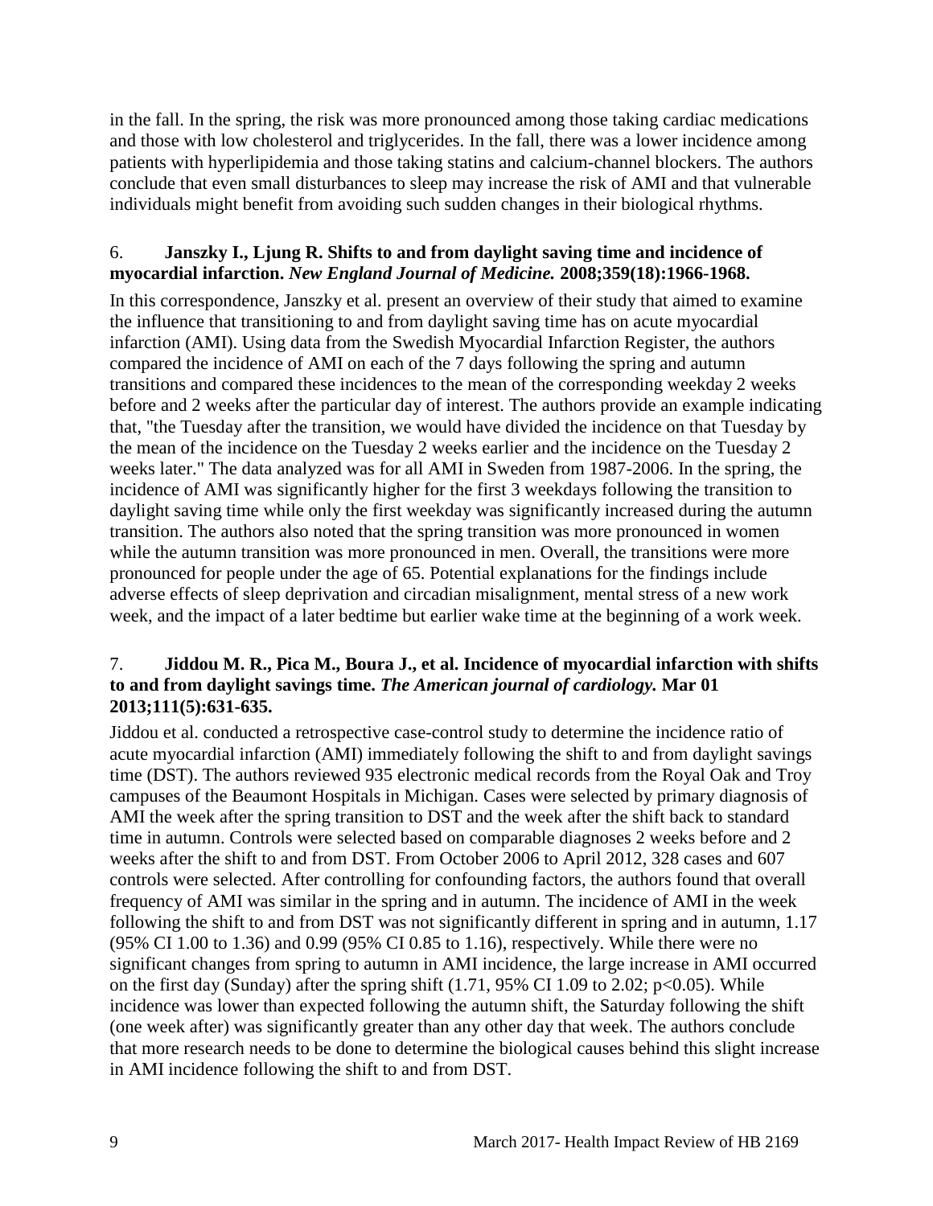in the fall. In the spring, the risk was more pronounced among those taking cardiac medications and those with low cholesterol and triglycerides. In the fall, there was a lower incidence among patients with hyperlipidemia and those taking statins and calcium-channel blockers. The authors conclude that even small disturbances to sleep may increase the risk of AMI and that vulnerable individuals might benefit from avoiding such sudden changes in their biological rhythms.

6. **Janszky I., Ljung R. Shifts to and from daylight saving time and incidence of myocardial infarction.** ***New England Journal of Medicine.*** **2008;359(18):1966-1968.**

In this correspondence, Janszky et al. present an overview of their study that aimed to examine the influence that transitioning to and from daylight saving time has on acute myocardial infarction (AMI). Using data from the Swedish Myocardial Infarction Register, the authors compared the incidence of AMI on each of the 7 days following the spring and autumn transitions and compared these incidences to the mean of the corresponding weekday 2 weeks before and 2 weeks after the particular day of interest. The authors provide an example indicating that, "the Tuesday after the transition, we would have divided the incidence on that Tuesday by the mean of the incidence on the Tuesday 2 weeks earlier and the incidence on the Tuesday 2 weeks later." The data analyzed was for all AMI in Sweden from 1987-2006. In the spring, the incidence of AMI was significantly higher for the first 3 weekdays following the transition to daylight saving time while only the first weekday was significantly increased during the autumn transition. The authors also noted that the spring transition was more pronounced in women while the autumn transition was more pronounced in men. Overall, the transitions were more pronounced for people under the age of 65. Potential explanations for the findings include adverse effects of sleep deprivation and circadian misalignment, mental stress of a new work week, and the impact of a later bedtime but earlier wake time at the beginning of a work week.

7. **Jiddou M. R., Pica M., Boura J., et al. Incidence of myocardial infarction with shifts to and from daylight savings time.** ***The American journal of cardiology.*** **Mar 01 2013;111(5):631-635.**

Jiddou et al. conducted a retrospective case-control study to determine the incidence ratio of acute myocardial infarction (AMI) immediately following the shift to and from daylight savings time (DST). The authors reviewed 935 electronic medical records from the Royal Oak and Troy campuses of the Beaumont Hospitals in Michigan. Cases were selected by primary diagnosis of AMI the week after the spring transition to DST and the week after the shift back to standard time in autumn. Controls were selected based on comparable diagnoses 2 weeks before and 2 weeks after the shift to and from DST. From October 2006 to April 2012, 328 cases and 607 controls were selected. After controlling for confounding factors, the authors found that overall frequency of AMI was similar in the spring and in autumn. The incidence of AMI in the week following the shift to and from DST was not significantly different in spring and in autumn, 1.17 (95% CI 1.00 to 1.36) and 0.99 (95% CI 0.85 to 1.16), respectively. While there were no significant changes from spring to autumn in AMI incidence, the large increase in AMI occurred on the first day (Sunday) after the spring shift (1.71, 95% CI 1.09 to 2.02; $p<0.05$). While incidence was lower than expected following the autumn shift, the Saturday following the shift (one week after) was significantly greater than any other day that week. The authors conclude that more research needs to be done to determine the biological causes behind this slight increase in AMI incidence following the shift to and from DST.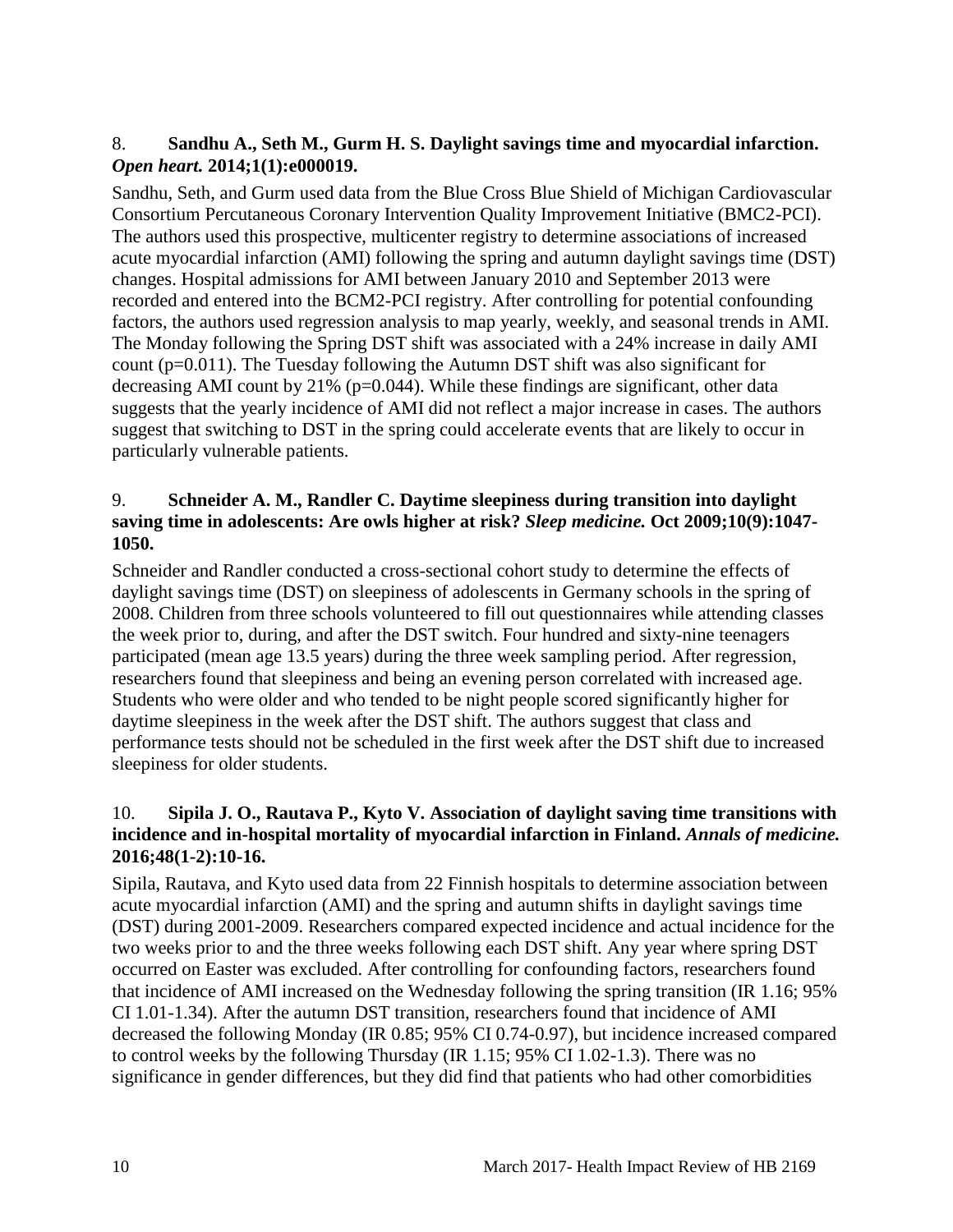8. **Sandhu A., Seth M., Gurm H. S. Daylight savings time and myocardial infarction.** ***Open heart.*** **2014;1(1):e000019.**

Sandhu, Seth, and Gurm used data from the Blue Cross Blue Shield of Michigan Cardiovascular Consortium Percutaneous Coronary Intervention Quality Improvement Initiative (BMC2-PCI). The authors used this prospective, multicenter registry to determine associations of increased acute myocardial infarction (AMI) following the spring and autumn daylight savings time (DST) changes. Hospital admissions for AMI between January 2010 and September 2013 were recorded and entered into the BCM2-PCI registry. After controlling for potential confounding factors, the authors used regression analysis to map yearly, weekly, and seasonal trends in AMI. The Monday following the Spring DST shift was associated with a 24% increase in daily AMI count (p=0.011). The Tuesday following the Autumn DST shift was also significant for decreasing AMI count by 21% (p=0.044). While these findings are significant, other data suggests that the yearly incidence of AMI did not reflect a major increase in cases. The authors suggest that switching to DST in the spring could accelerate events that are likely to occur in particularly vulnerable patients.

9. **Schneider A. M., Randler C. Daytime sleepiness during transition into daylight saving time in adolescents: Are owls higher at risk?** ***Sleep medicine.*** **Oct 2009;10(9):1047-1050.**

Schneider and Randler conducted a cross-sectional cohort study to determine the effects of daylight savings time (DST) on sleepiness of adolescents in Germany schools in the spring of 2008. Children from three schools volunteered to fill out questionnaires while attending classes the week prior to, during, and after the DST switch. Four hundred and sixty-nine teenagers participated (mean age 13.5 years) during the three week sampling period. After regression, researchers found that sleepiness and being an evening person correlated with increased age. Students who were older and who tended to be night people scored significantly higher for daytime sleepiness in the week after the DST shift. The authors suggest that class and performance tests should not be scheduled in the first week after the DST shift due to increased sleepiness for older students.

10. **Sipila J. O., Rautava P., Kyto V. Association of daylight saving time transitions with incidence and in-hospital mortality of myocardial infarction in Finland.** ***Annals of medicine.*** **2016;48(1-2):10-16.**

Sipila, Rautava, and Kyto used data from 22 Finnish hospitals to determine association between acute myocardial infarction (AMI) and the spring and autumn shifts in daylight savings time (DST) during 2001-2009. Researchers compared expected incidence and actual incidence for the two weeks prior to and the three weeks following each DST shift. Any year where spring DST occurred on Easter was excluded. After controlling for confounding factors, researchers found that incidence of AMI increased on the Wednesday following the spring transition (IR 1.16; 95% CI 1.01-1.34). After the autumn DST transition, researchers found that incidence of AMI decreased the following Monday (IR 0.85; 95% CI 0.74-0.97), but incidence increased compared to control weeks by the following Thursday (IR 1.15; 95% CI 1.02-1.3). There was no significance in gender differences, but they did find that patients who had other comorbidities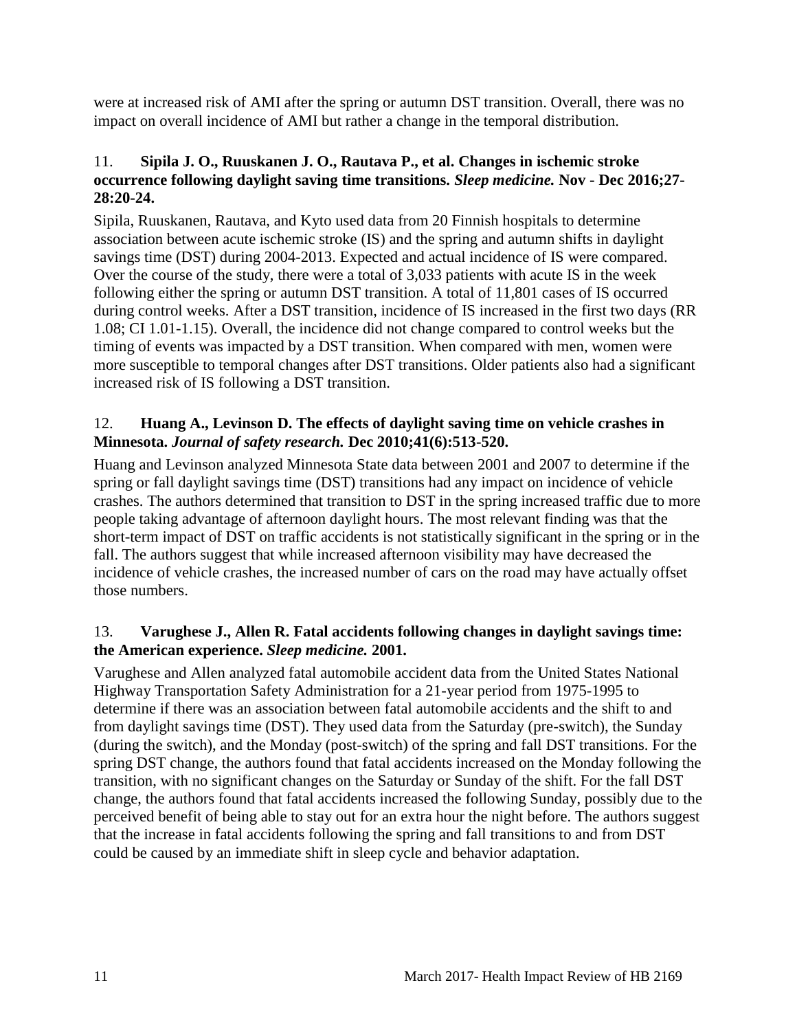were at increased risk of AMI after the spring or autumn DST transition. Overall, there was no impact on overall incidence of AMI but rather a change in the temporal distribution.

11. **Sipila J. O., Ruuskanen J. O., Rautava P., et al. Changes in ischemic stroke occurrence following daylight saving time transitions. *Sleep medicine.* Nov - Dec 2016;27-28:20-24.**

Sipila, Ruuskanen, Rautava, and Kyto used data from 20 Finnish hospitals to determine association between acute ischemic stroke (IS) and the spring and autumn shifts in daylight savings time (DST) during 2004-2013. Expected and actual incidence of IS were compared. Over the course of the study, there were a total of 3,033 patients with acute IS in the week following either the spring or autumn DST transition. A total of 11,801 cases of IS occurred during control weeks. After a DST transition, incidence of IS increased in the first two days (RR 1.08; CI 1.01-1.15). Overall, the incidence did not change compared to control weeks but the timing of events was impacted by a DST transition. When compared with men, women were more susceptible to temporal changes after DST transitions. Older patients also had a significant increased risk of IS following a DST transition.

12. **Huang A., Levinson D. The effects of daylight saving time on vehicle crashes in Minnesota. *Journal of safety research.* Dec 2010;41(6):513-520.**

Huang and Levinson analyzed Minnesota State data between 2001 and 2007 to determine if the spring or fall daylight savings time (DST) transitions had any impact on incidence of vehicle crashes. The authors determined that transition to DST in the spring increased traffic due to more people taking advantage of afternoon daylight hours. The most relevant finding was that the short-term impact of DST on traffic accidents is not statistically significant in the spring or in the fall. The authors suggest that while increased afternoon visibility may have decreased the incidence of vehicle crashes, the increased number of cars on the road may have actually offset those numbers.

13. **Varughese J., Allen R. Fatal accidents following changes in daylight savings time: the American experience. *Sleep medicine.* 2001.**

Varughese and Allen analyzed fatal automobile accident data from the United States National Highway Transportation Safety Administration for a 21-year period from 1975-1995 to determine if there was an association between fatal automobile accidents and the shift to and from daylight savings time (DST). They used data from the Saturday (pre-switch), the Sunday (during the switch), and the Monday (post-switch) of the spring and fall DST transitions. For the spring DST change, the authors found that fatal accidents increased on the Monday following the transition, with no significant changes on the Saturday or Sunday of the shift. For the fall DST change, the authors found that fatal accidents increased the following Sunday, possibly due to the perceived benefit of being able to stay out for an extra hour the night before. The authors suggest that the increase in fatal accidents following the spring and fall transitions to and from DST could be caused by an immediate shift in sleep cycle and behavior adaptation.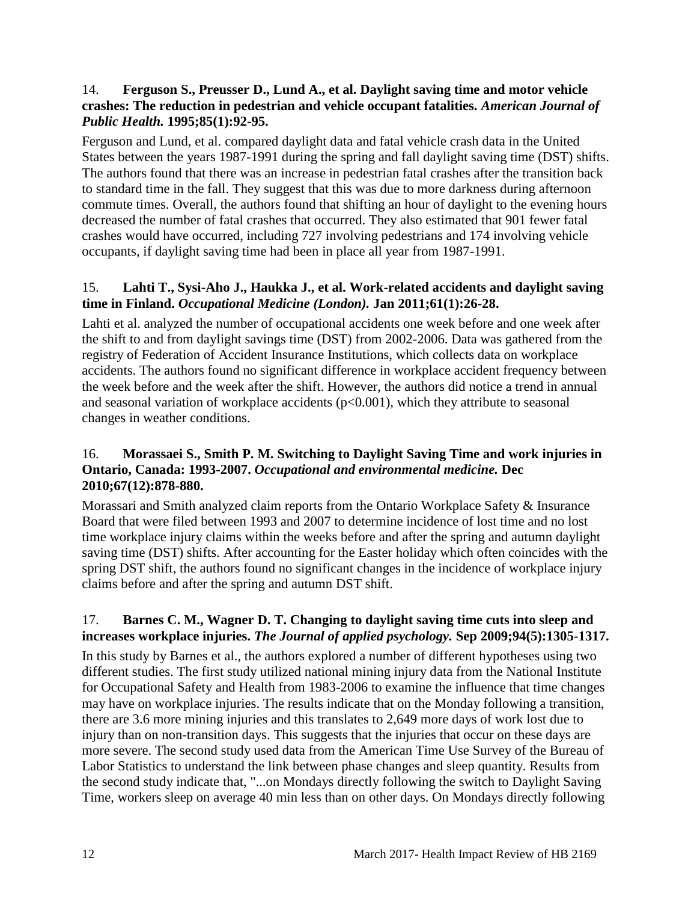14. **Ferguson S., Preusser D., Lund A., et al. Daylight saving time and motor vehicle crashes: The reduction in pedestrian and vehicle occupant fatalities.** ***American Journal of Public Health.*** **1995;85(1):92-95.**

Ferguson and Lund, et al. compared daylight data and fatal vehicle crash data in the United States between the years 1987-1991 during the spring and fall daylight saving time (DST) shifts. The authors found that there was an increase in pedestrian fatal crashes after the transition back to standard time in the fall. They suggest that this was due to more darkness during afternoon commute times. Overall, the authors found that shifting an hour of daylight to the evening hours decreased the number of fatal crashes that occurred. They also estimated that 901 fewer fatal crashes would have occurred, including 727 involving pedestrians and 174 involving vehicle occupants, if daylight saving time had been in place all year from 1987-1991.

15. **Lahti T., Sysi-Aho J., Haukka J., et al. Work-related accidents and daylight saving time in Finland.** ***Occupational Medicine (London).*** **Jan 2011;61(1):26-28.**

Lahti et al. analyzed the number of occupational accidents one week before and one week after the shift to and from daylight savings time (DST) from 2002-2006. Data was gathered from the registry of Federation of Accident Insurance Institutions, which collects data on workplace accidents. The authors found no significant difference in workplace accident frequency between the week before and the week after the shift. However, the authors did notice a trend in annual and seasonal variation of workplace accidents ($p<0.001$), which they attribute to seasonal changes in weather conditions.

16. **Morassaei S., Smith P. M. Switching to Daylight Saving Time and work injuries in Ontario, Canada: 1993-2007.** ***Occupational and environmental medicine.*** **Dec 2010;67(12):878-880.**

Morassari and Smith analyzed claim reports from the Ontario Workplace Safety & Insurance Board that were filed between 1993 and 2007 to determine incidence of lost time and no lost time workplace injury claims within the weeks before and after the spring and autumn daylight saving time (DST) shifts. After accounting for the Easter holiday which often coincides with the spring DST shift, the authors found no significant changes in the incidence of workplace injury claims before and after the spring and autumn DST shift.

17. **Barnes C. M., Wagner D. T. Changing to daylight saving time cuts into sleep and increases workplace injuries.** ***The Journal of applied psychology.*** **Sep 2009;94(5):1305-1317.**

In this study by Barnes et al., the authors explored a number of different hypotheses using two different studies. The first study utilized national mining injury data from the National Institute for Occupational Safety and Health from 1983-2006 to examine the influence that time changes may have on workplace injuries. The results indicate that on the Monday following a transition, there are 3.6 more mining injuries and this translates to 2,649 more days of work lost due to injury than on non-transition days. This suggests that the injuries that occur on these days are more severe. The second study used data from the American Time Use Survey of the Bureau of Labor Statistics to understand the link between phase changes and sleep quantity. Results from the second study indicate that, "...on Mondays directly following the switch to Daylight Saving Time, workers sleep on average 40 min less than on other days. On Mondays directly following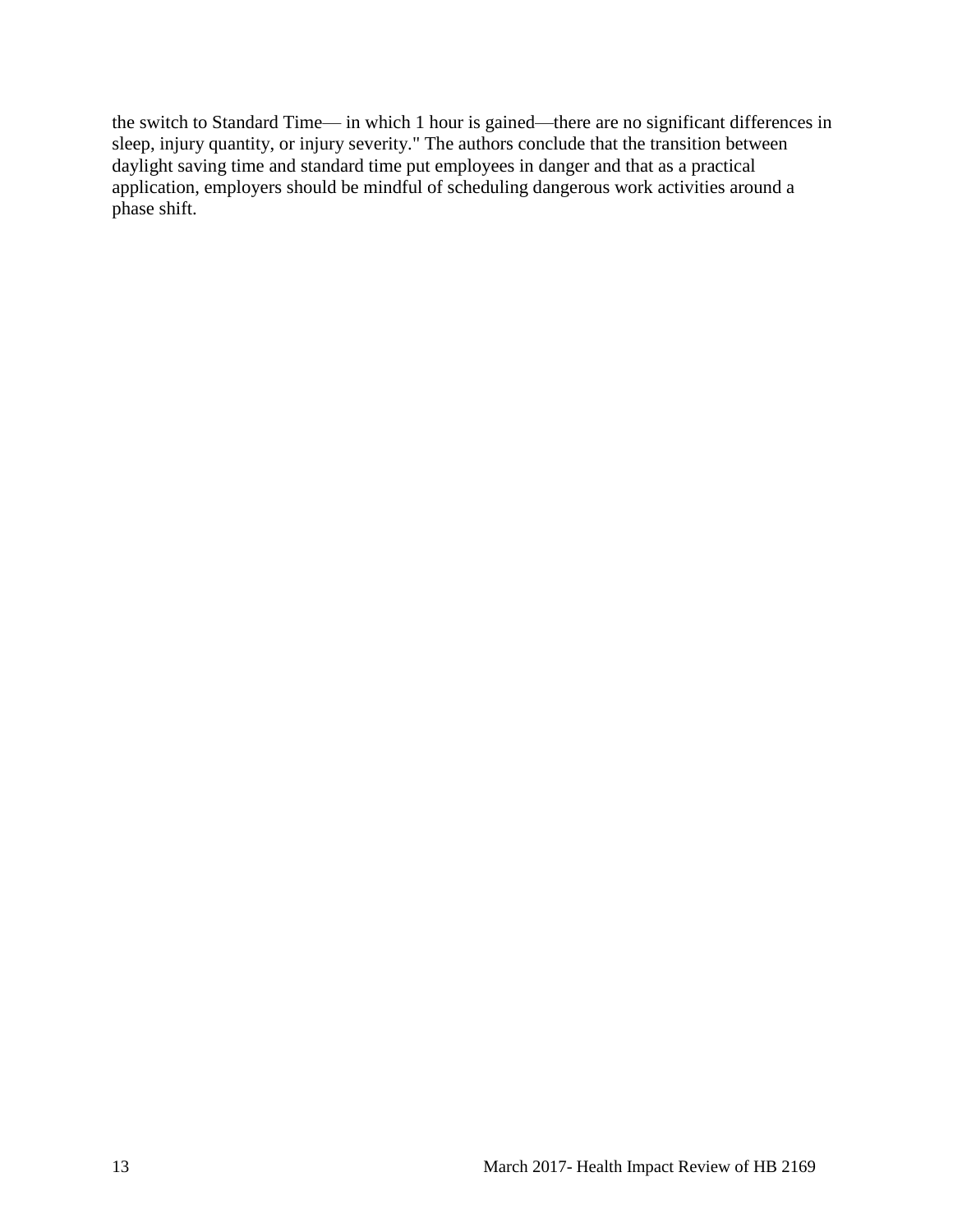the switch to Standard Time— in which 1 hour is gained—there are no significant differences in sleep, injury quantity, or injury severity." The authors conclude that the transition between daylight saving time and standard time put employees in danger and that as a practical application, employers should be mindful of scheduling dangerous work activities around a phase shift.